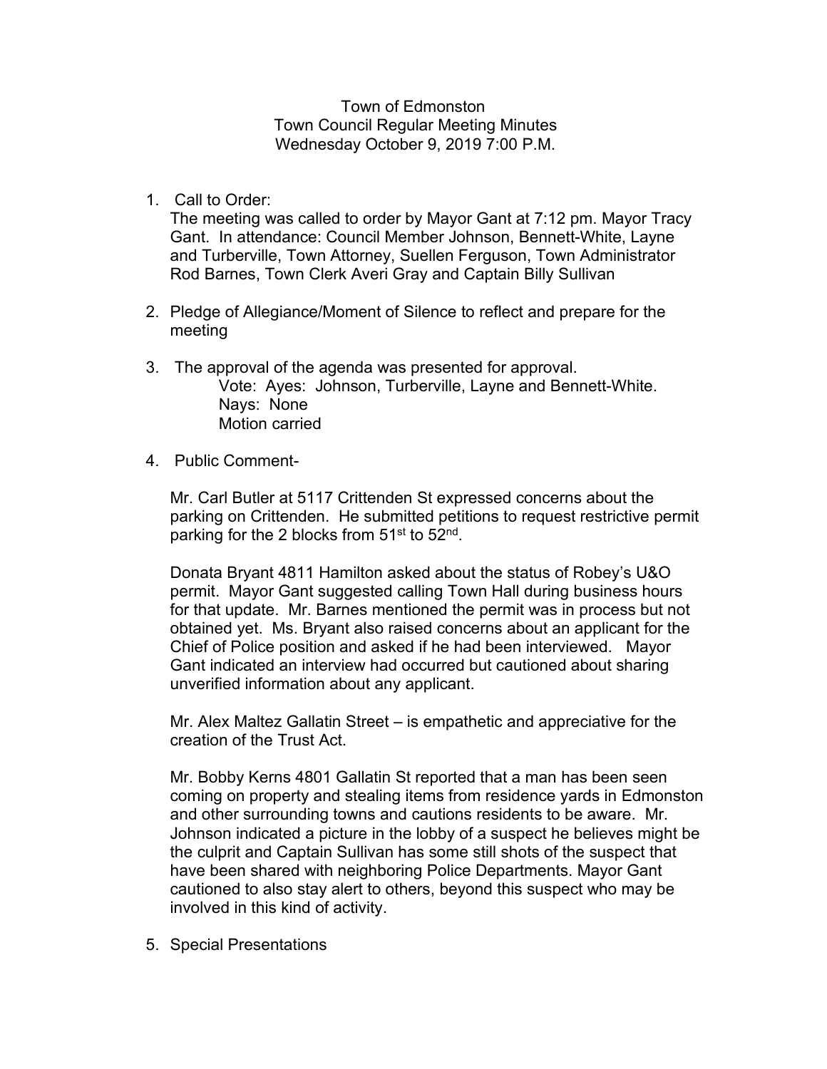Town of Edmonston
Town Council Regular Meeting Minutes
Wednesday October 9, 2019 7:00 P.M.

1. Call to Order:
   The meeting was called to order by Mayor Gant at 7:12 pm. Mayor Tracy Gant. In attendance: Council Member Johnson, Bennett-White, Layne and Turberville, Town Attorney, Suellen Ferguson, Town Administrator Rod Barnes, Town Clerk Averi Gray and Captain Billy Sullivan

2. Pledge of Allegiance/Moment of Silence to reflect and prepare for the meeting

3. The approval of the agenda was presented for approval.
   Vote: Ayes: Johnson, Turberville, Layne and Bennett-White.
   Nays: None
   Motion carried

4. Public Comment-

   Mr. Carl Butler at 5117 Crittenden St expressed concerns about the parking on Crittenden. He submitted petitions to request restrictive permit parking for the 2 blocks from 51st to 52nd.

   Donata Bryant 4811 Hamilton asked about the status of Robey's U&O permit. Mayor Gant suggested calling Town Hall during business hours for that update. Mr. Barnes mentioned the permit was in process but not obtained yet. Ms. Bryant also raised concerns about an applicant for the Chief of Police position and asked if he had been interviewed. Mayor Gant indicated an interview had occurred but cautioned about sharing unverified information about any applicant.

   Mr. Alex Maltez Gallatin Street – is empathetic and appreciative for the creation of the Trust Act.

   Mr. Bobby Kerns 4801 Gallatin St reported that a man has been seen coming on property and stealing items from residence yards in Edmonston and other surrounding towns and cautions residents to be aware. Mr. Johnson indicated a picture in the lobby of a suspect he believes might be the culprit and Captain Sullivan has some still shots of the suspect that have been shared with neighboring Police Departments. Mayor Gant cautioned to also stay alert to others, beyond this suspect who may be involved in this kind of activity.

5. Special Presentations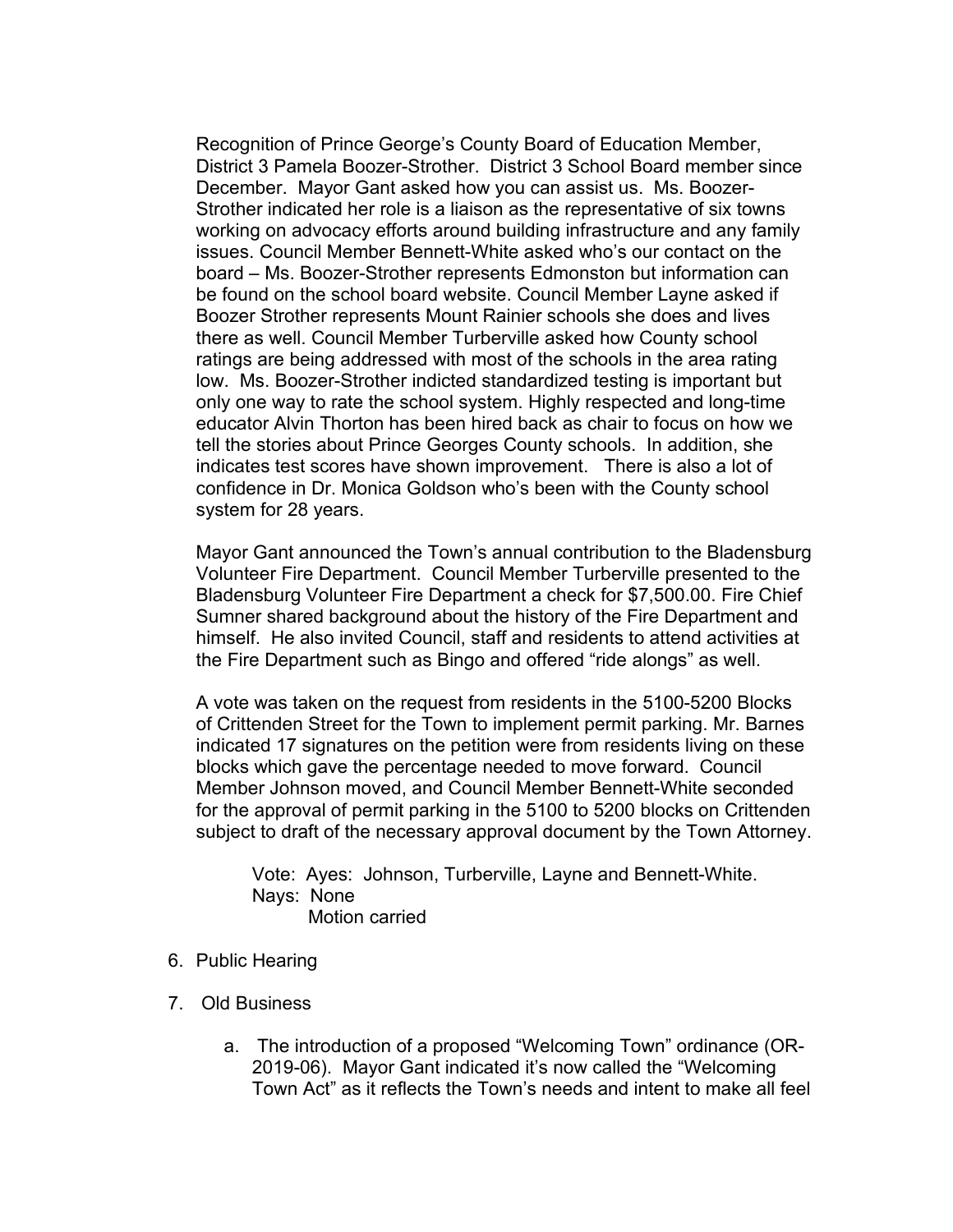Recognition of Prince George's County Board of Education Member, District 3 Pamela Boozer-Strother. District 3 School Board member since December. Mayor Gant asked how you can assist us. Ms. Boozer-Strother indicated her role is a liaison as the representative of six towns working on advocacy efforts around building infrastructure and any family issues. Council Member Bennett-White asked who's our contact on the board – Ms. Boozer-Strother represents Edmonston but information can be found on the school board website. Council Member Layne asked if Boozer Strother represents Mount Rainier schools she does and lives there as well. Council Member Turberville asked how County school ratings are being addressed with most of the schools in the area rating low. Ms. Boozer-Strother indicted standardized testing is important but only one way to rate the school system. Highly respected and long-time educator Alvin Thorton has been hired back as chair to focus on how we tell the stories about Prince Georges County schools. In addition, she indicates test scores have shown improvement. There is also a lot of confidence in Dr. Monica Goldson who's been with the County school system for 28 years.

Mayor Gant announced the Town's annual contribution to the Bladensburg Volunteer Fire Department. Council Member Turberville presented to the Bladensburg Volunteer Fire Department a check for $7,500.00. Fire Chief Sumner shared background about the history of the Fire Department and himself. He also invited Council, staff and residents to attend activities at the Fire Department such as Bingo and offered "ride alongs" as well.

A vote was taken on the request from residents in the 5100-5200 Blocks of Crittenden Street for the Town to implement permit parking. Mr. Barnes indicated 17 signatures on the petition were from residents living on these blocks which gave the percentage needed to move forward. Council Member Johnson moved, and Council Member Bennett-White seconded for the approval of permit parking in the 5100 to 5200 blocks on Crittenden subject to draft of the necessary approval document by the Town Attorney.

Vote: Ayes: Johnson, Turberville, Layne and Bennett-White.
Nays: None
Motion carried

6. Public Hearing

7. Old Business

   a. The introduction of a proposed "Welcoming Town" ordinance (OR-2019-06). Mayor Gant indicated it's now called the "Welcoming Town Act" as it reflects the Town's needs and intent to make all feel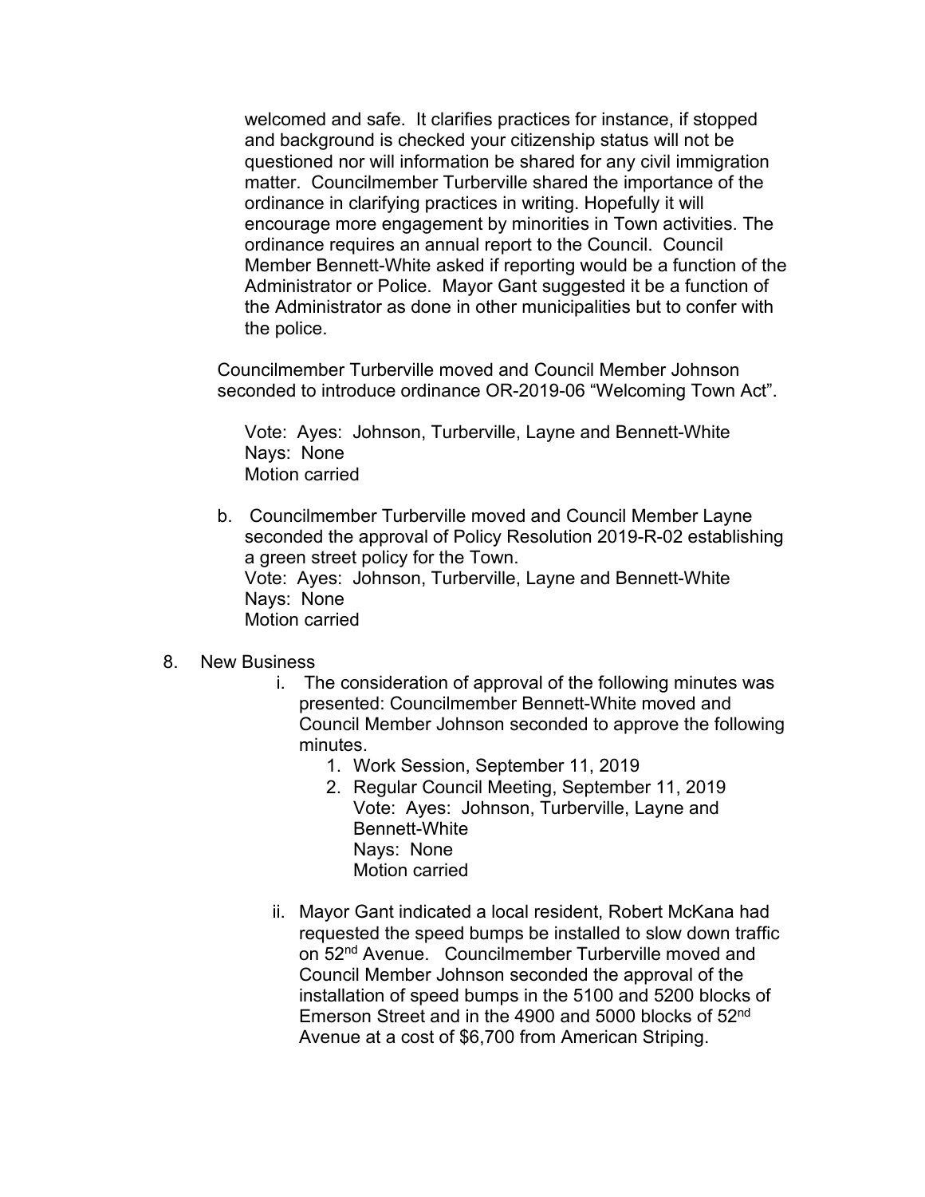welcomed and safe. It clarifies practices for instance, if stopped and background is checked your citizenship status will not be questioned nor will information be shared for any civil immigration matter. Councilmember Turberville shared the importance of the ordinance in clarifying practices in writing. Hopefully it will encourage more engagement by minorities in Town activities. The ordinance requires an annual report to the Council. Council Member Bennett-White asked if reporting would be a function of the Administrator or Police. Mayor Gant suggested it be a function of the Administrator as done in other municipalities but to confer with the police.

Councilmember Turberville moved and Council Member Johnson seconded to introduce ordinance OR-2019-06 “Welcoming Town Act”.

Vote: Ayes: Johnson, Turberville, Layne and Bennett-White
Nays: None
Motion carried

b. Councilmember Turberville moved and Council Member Layne seconded the approval of Policy Resolution 2019-R-02 establishing a green street policy for the Town.
Vote: Ayes: Johnson, Turberville, Layne and Bennett-White
Nays: None
Motion carried

8. New Business

   i. The consideration of approval of the following minutes was presented: Councilmember Bennett-White moved and Council Member Johnson seconded to approve the following minutes.
      1. Work Session, September 11, 2019
      2. Regular Council Meeting, September 11, 2019
         Vote: Ayes: Johnson, Turberville, Layne and Bennett-White
         Nays: None
         Motion carried

   ii. Mayor Gant indicated a local resident, Robert McKana had requested the speed bumps be installed to slow down traffic on 52nd Avenue. Councilmember Turberville moved and Council Member Johnson seconded the approval of the installation of speed bumps in the 5100 and 5200 blocks of Emerson Street and in the 4900 and 5000 blocks of 52nd Avenue at a cost of $6,700 from American Striping.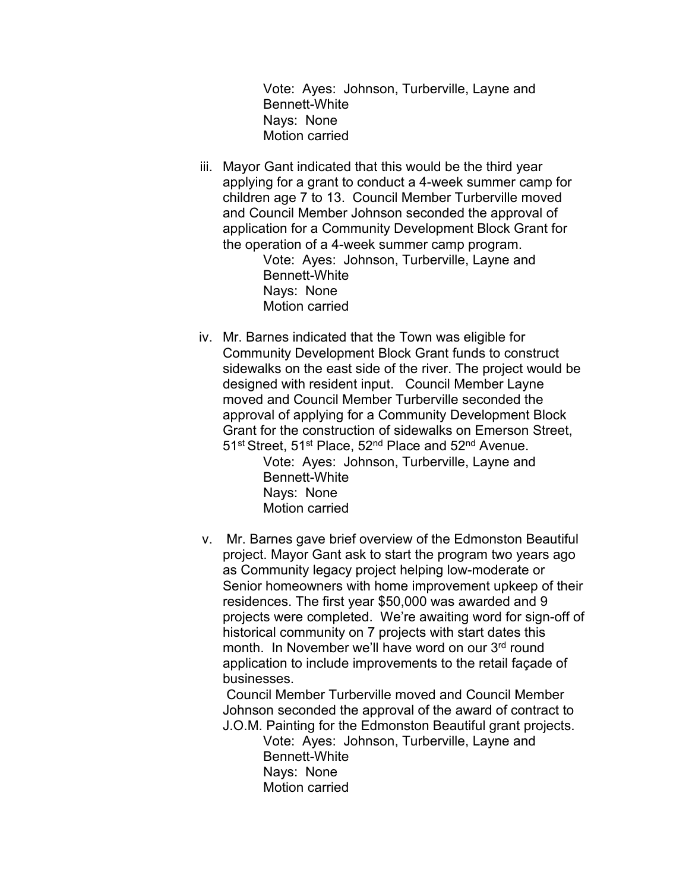Vote: Ayes: Johnson, Turberville, Layne and Bennett-White
Nays: None
Motion carried

iii. Mayor Gant indicated that this would be the third year applying for a grant to conduct a 4-week summer camp for children age 7 to 13. Council Member Turberville moved and Council Member Johnson seconded the approval of application for a Community Development Block Grant for the operation of a 4-week summer camp program.

Vote: Ayes: Johnson, Turberville, Layne and Bennett-White
Nays: None
Motion carried

iv. Mr. Barnes indicated that the Town was eligible for Community Development Block Grant funds to construct sidewalks on the east side of the river. The project would be designed with resident input. Council Member Layne moved and Council Member Turberville seconded the approval of applying for a Community Development Block Grant for the construction of sidewalks on Emerson Street, 51st Street, 51st Place, 52nd Place and 52nd Avenue.

Vote: Ayes: Johnson, Turberville, Layne and Bennett-White
Nays: None
Motion carried

v. Mr. Barnes gave brief overview of the Edmonston Beautiful project. Mayor Gant ask to start the program two years ago as Community legacy project helping low-moderate or Senior homeowners with home improvement upkeep of their residences. The first year $50,000 was awarded and 9 projects were completed. We're awaiting word for sign-off of historical community on 7 projects with start dates this month. In November we'll have word on our 3rd round application to include improvements to the retail façade of businesses.

Council Member Turberville moved and Council Member Johnson seconded the approval of the award of contract to J.O.M. Painting for the Edmonston Beautiful grant projects.

Vote: Ayes: Johnson, Turberville, Layne and Bennett-White
Nays: None
Motion carried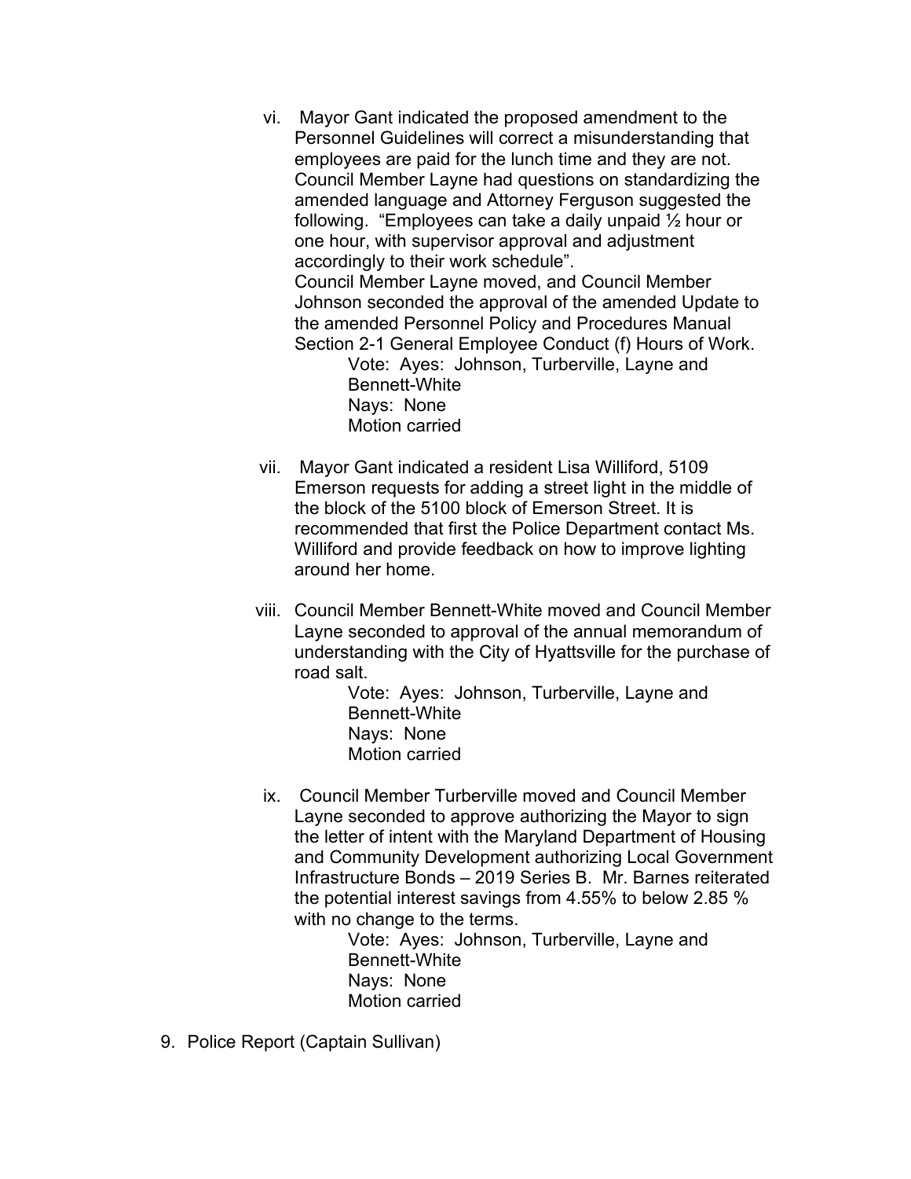vi. Mayor Gant indicated the proposed amendment to the Personnel Guidelines will correct a misunderstanding that employees are paid for the lunch time and they are not. Council Member Layne had questions on standardizing the amended language and Attorney Ferguson suggested the following. "Employees can take a daily unpaid ½ hour or one hour, with supervisor approval and adjustment accordingly to their work schedule".
Council Member Layne moved, and Council Member Johnson seconded the approval of the amended Update to the amended Personnel Policy and Procedures Manual Section 2-1 General Employee Conduct (f) Hours of Work.
   Vote: Ayes: Johnson, Turberville, Layne and Bennett-White
   Nays: None
   Motion carried

vii. Mayor Gant indicated a resident Lisa Williford, 5109 Emerson requests for adding a street light in the middle of the block of the 5100 block of Emerson Street. It is recommended that first the Police Department contact Ms. Williford and provide feedback on how to improve lighting around her home.

viii. Council Member Bennett-White moved and Council Member Layne seconded to approval of the annual memorandum of understanding with the City of Hyattsville for the purchase of road salt.
   Vote: Ayes: Johnson, Turberville, Layne and Bennett-White
   Nays: None
   Motion carried

ix. Council Member Turberville moved and Council Member Layne seconded to approve authorizing the Mayor to sign the letter of intent with the Maryland Department of Housing and Community Development authorizing Local Government Infrastructure Bonds – 2019 Series B. Mr. Barnes reiterated the potential interest savings from 4.55% to below 2.85 % with no change to the terms.
   Vote: Ayes: Johnson, Turberville, Layne and Bennett-White
   Nays: None
   Motion carried

9. Police Report (Captain Sullivan)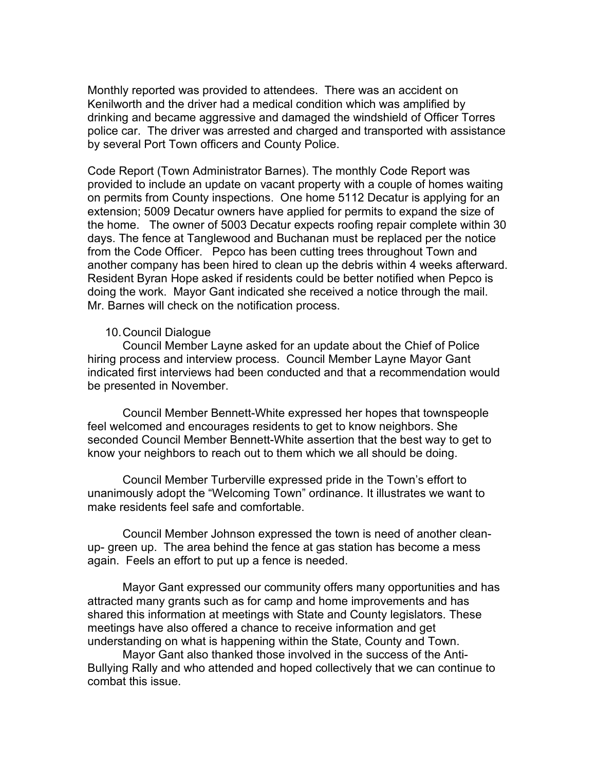Monthly reported was provided to attendees. There was an accident on Kenilworth and the driver had a medical condition which was amplified by drinking and became aggressive and damaged the windshield of Officer Torres police car. The driver was arrested and charged and transported with assistance by several Port Town officers and County Police.

Code Report (Town Administrator Barnes). The monthly Code Report was provided to include an update on vacant property with a couple of homes waiting on permits from County inspections. One home 5112 Decatur is applying for an extension; 5009 Decatur owners have applied for permits to expand the size of the home. The owner of 5003 Decatur expects roofing repair complete within 30 days. The fence at Tanglewood and Buchanan must be replaced per the notice from the Code Officer. Pepco has been cutting trees throughout Town and another company has been hired to clean up the debris within 4 weeks afterward. Resident Byran Hope asked if residents could be better notified when Pepco is doing the work. Mayor Gant indicated she received a notice through the mail. Mr. Barnes will check on the notification process.

10. Council Dialogue

Council Member Layne asked for an update about the Chief of Police hiring process and interview process. Council Member Layne Mayor Gant indicated first interviews had been conducted and that a recommendation would be presented in November.

Council Member Bennett-White expressed her hopes that townspeople feel welcomed and encourages residents to get to know neighbors. She seconded Council Member Bennett-White assertion that the best way to get to know your neighbors to reach out to them which we all should be doing.

Council Member Turberville expressed pride in the Town's effort to unanimously adopt the "Welcoming Town" ordinance. It illustrates we want to make residents feel safe and comfortable.

Council Member Johnson expressed the town is need of another clean-up- green up. The area behind the fence at gas station has become a mess again. Feels an effort to put up a fence is needed.

Mayor Gant expressed our community offers many opportunities and has attracted many grants such as for camp and home improvements and has shared this information at meetings with State and County legislators. These meetings have also offered a chance to receive information and get understanding on what is happening within the State, County and Town.

Mayor Gant also thanked those involved in the success of the Anti-Bullying Rally and who attended and hoped collectively that we can continue to combat this issue.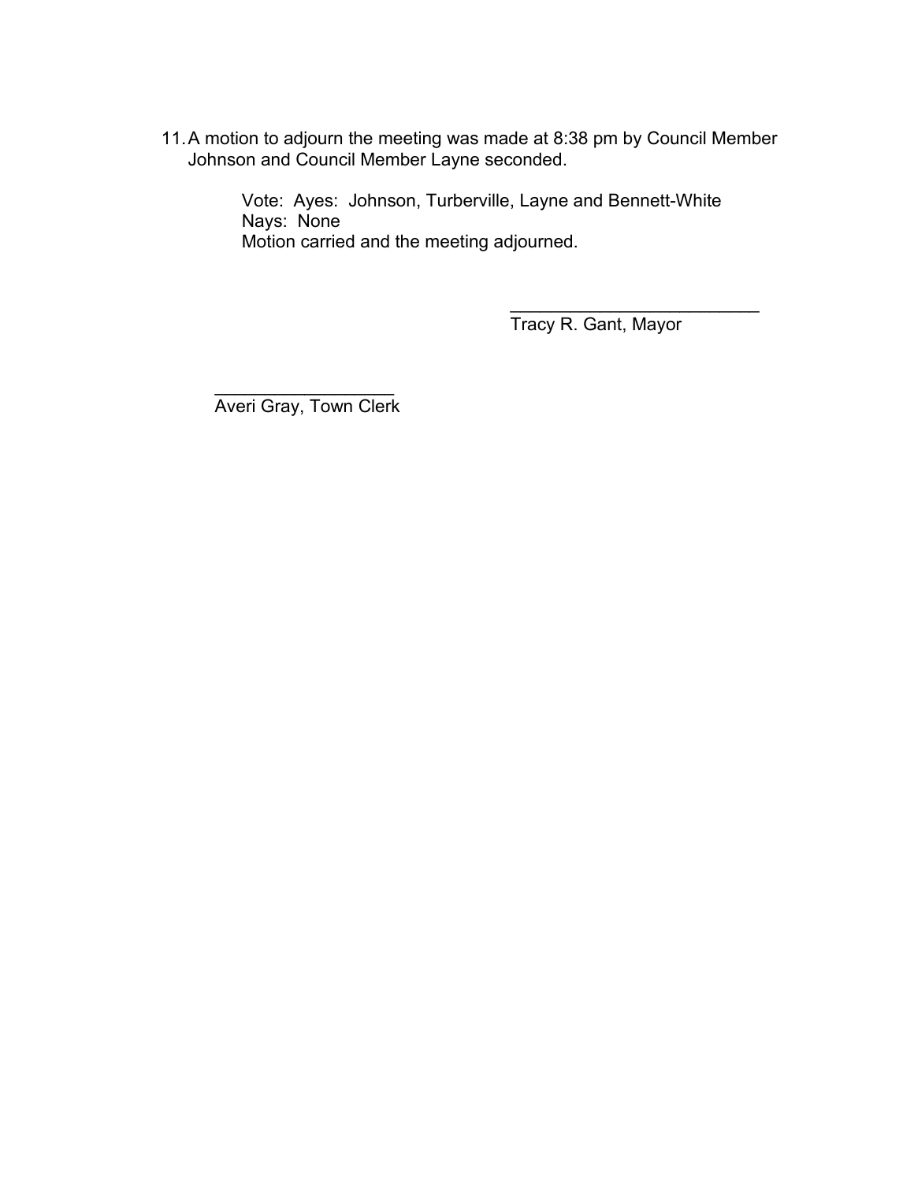11. A motion to adjourn the meeting was made at 8:38 pm by Council Member Johnson and Council Member Layne seconded.

    Vote: Ayes: Johnson, Turberville, Layne and Bennett-White
    Nays: None
    Motion carried and the meeting adjourned.

\_\_\_\_\_\_\_\_\_\_\_\_\_\_\_\_\_\_\_\_\_\_\_\_\_\_
Tracy R. Gant, Mayor

\_\_\_\_\_\_\_\_\_\_\_\_\_\_\_\_\_\_\_
Averi Gray, Town Clerk